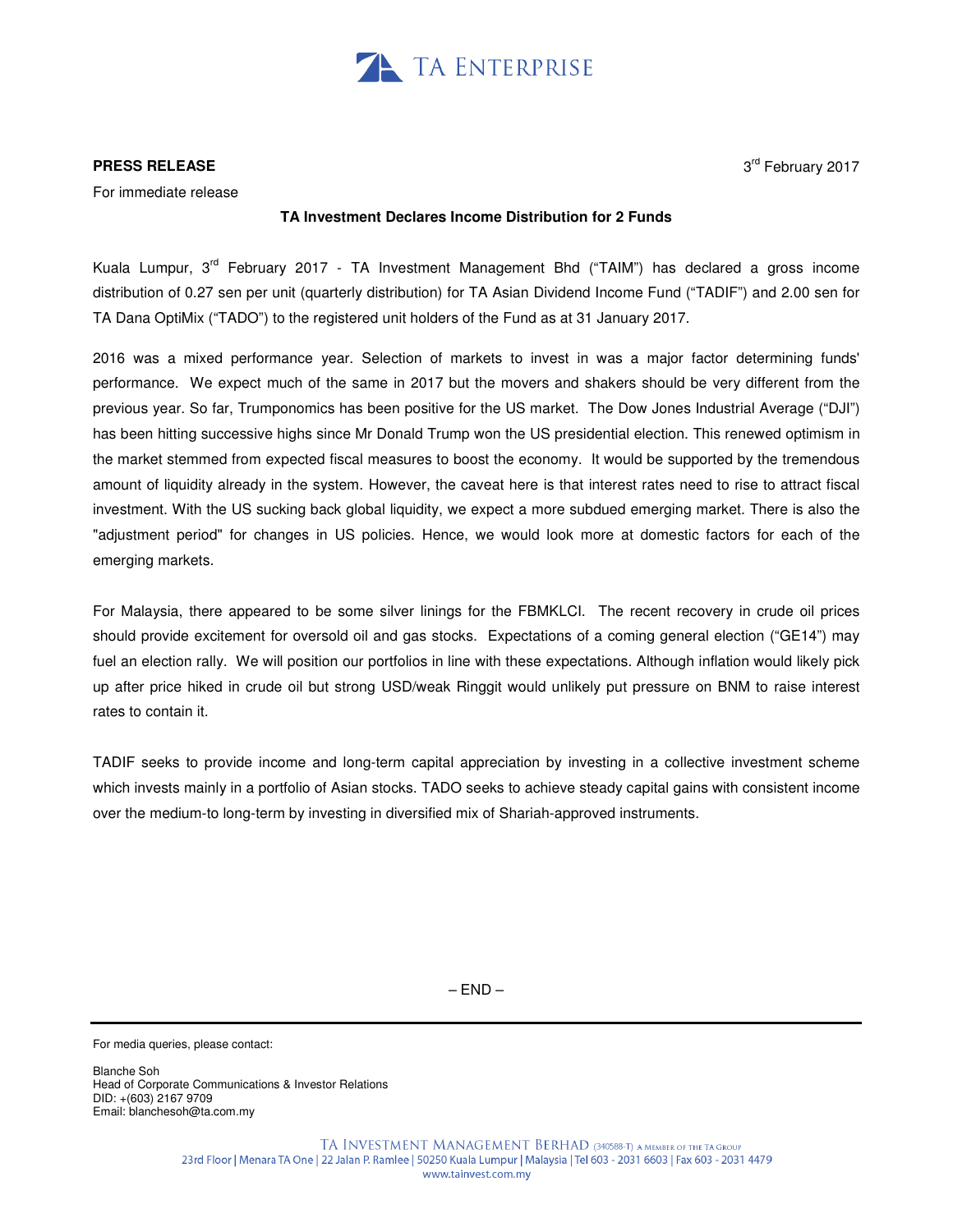TA ENTERPRISE

**PRESS RELEASE**

3rd February 2017

For immediate release

**TA Investment Declares Income Distribution for 2 Funds**

Kuala Lumpur, 3rd February 2017 - TA Investment Management Bhd ("TAIM") has declared a gross income distribution of 0.27 sen per unit (quarterly distribution) for TA Asian Dividend Income Fund ("TADIF") and 2.00 sen for TA Dana OptiMix ("TADO") to the registered unit holders of the Fund as at 31 January 2017.

2016 was a mixed performance year. Selection of markets to invest in was a major factor determining funds' performance. We expect much of the same in 2017 but the movers and shakers should be very different from the previous year. So far, Trumponomics has been positive for the US market. The Dow Jones Industrial Average ("DJI") has been hitting successive highs since Mr Donald Trump won the US presidential election. This renewed optimism in the market stemmed from expected fiscal measures to boost the economy. It would be supported by the tremendous amount of liquidity already in the system. However, the caveat here is that interest rates need to rise to attract fiscal investment. With the US sucking back global liquidity, we expect a more subdued emerging market. There is also the "adjustment period" for changes in US policies. Hence, we would look more at domestic factors for each of the emerging markets.

For Malaysia, there appeared to be some silver linings for the FBMKLCI. The recent recovery in crude oil prices should provide excitement for oversold oil and gas stocks. Expectations of a coming general election ("GE14") may fuel an election rally. We will position our portfolios in line with these expectations. Although inflation would likely pick up after price hiked in crude oil but strong USD/weak Ringgit would unlikely put pressure on BNM to raise interest rates to contain it.

TADIF seeks to provide income and long-term capital appreciation by investing in a collective investment scheme which invests mainly in a portfolio of Asian stocks. TADO seeks to achieve steady capital gains with consistent income over the medium-to long-term by investing in diversified mix of Shariah-approved instruments.

– END –

---

For media queries, please contact:

Blanche Soh
Head of Corporate Communications & Investor Relations
DID: +(603) 2167 9709
Email: blanchesoh@ta.com.my

TA INVESTMENT MANAGEMENT BERHAD (340588-T) A MEMBER OF THE TA GROUP
23rd Floor | Menara TA One | 22 Jalan P. Ramlee | 50250 Kuala Lumpur | Malaysia | Tel 603 - 2031 6603 | Fax 603 - 2031 4479
www.tainvest.com.my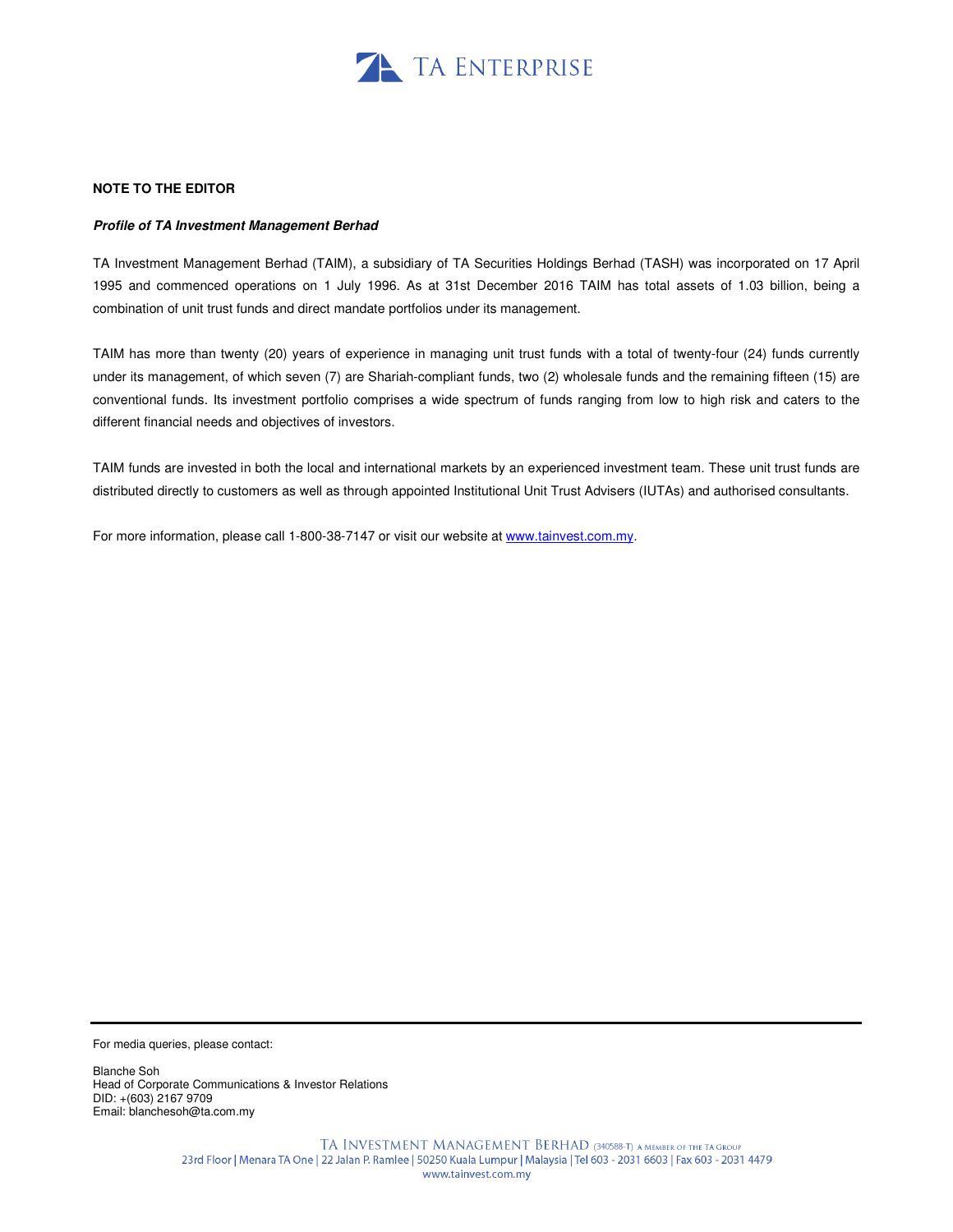**NOTE TO THE EDITOR**

***Profile of TA Investment Management Berhad***

TA Investment Management Berhad (TAIM), a subsidiary of TA Securities Holdings Berhad (TASH) was incorporated on 17 April 1995 and commenced operations on 1 July 1996. As at 31st December 2016 TAIM has total assets of 1.03 billion, being a combination of unit trust funds and direct mandate portfolios under its management.

TAIM has more than twenty (20) years of experience in managing unit trust funds with a total of twenty-four (24) funds currently under its management, of which seven (7) are Shariah-compliant funds, two (2) wholesale funds and the remaining fifteen (15) are conventional funds. Its investment portfolio comprises a wide spectrum of funds ranging from low to high risk and caters to the different financial needs and objectives of investors.

TAIM funds are invested in both the local and international markets by an experienced investment team. These unit trust funds are distributed directly to customers as well as through appointed Institutional Unit Trust Advisers (IUTAs) and authorised consultants.

For more information, please call 1-800-38-7147 or visit our website at [www.tainvest.com.my](http://www.tainvest.com.my).

---

For media queries, please contact:

Blanche Soh
Head of Corporate Communications & Investor Relations
DID: +(603) 2167 9709
Email: blanchesoh@ta.com.my

TA INVESTMENT MANAGEMENT BERHAD (340588-T) A MEMBER OF THE TA GROUP
23rd Floor | Menara TA One | 22 Jalan P. Ramlee | 50250 Kuala Lumpur | Malaysia | Tel 603 - 2031 6603 | Fax 603 - 2031 4479
www.tainvest.com.my